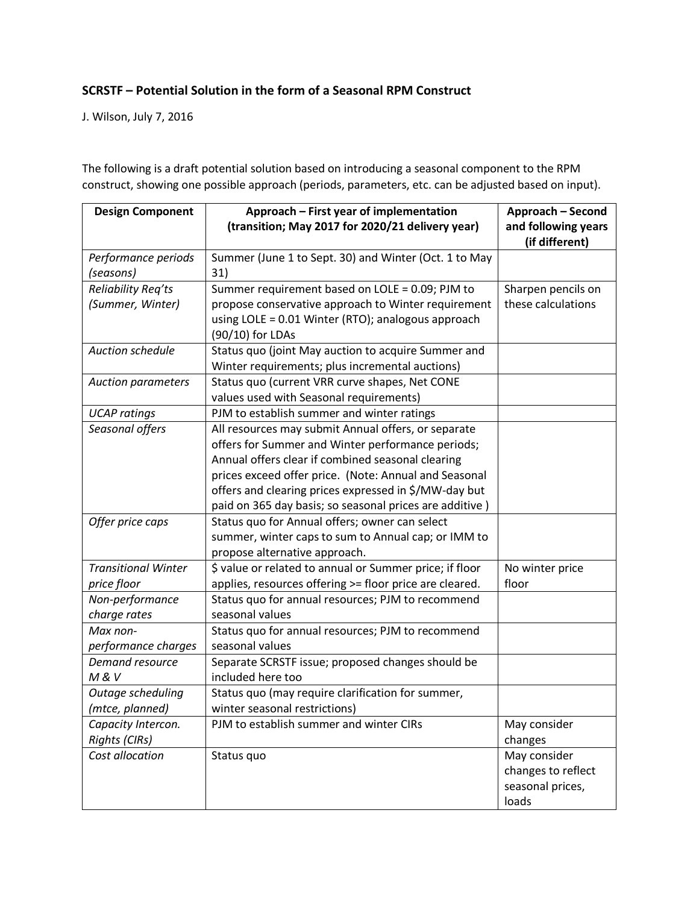**SCRSTF – Potential Solution in the form of a Seasonal RPM Construct**

J. Wilson, July 7, 2016

The following is a draft potential solution based on introducing a seasonal component to the RPM construct, showing one possible approach (periods, parameters, etc. can be adjusted based on input).

| Design Component | Approach – First year of implementation (transition; May 2017 for 2020/21 delivery year) | Approach – Second and following years (if different) |
|---|---|---|
| *Performance periods (seasons)* | Summer (June 1 to Sept. 30) and Winter (Oct. 1 to May 31) | |
| *Reliability Req'ts (Summer, Winter)* | Summer requirement based on LOLE = 0.09; PJM to propose conservative approach to Winter requirement using LOLE = 0.01 Winter (RTO); analogous approach (90/10) for LDAs | Sharpen pencils on these calculations |
| *Auction schedule* | Status quo (joint May auction to acquire Summer and Winter requirements; plus incremental auctions) | |
| *Auction parameters* | Status quo (current VRR curve shapes, Net CONE values used with Seasonal requirements) | |
| *UCAP ratings* | PJM to establish summer and winter ratings | |
| *Seasonal offers* | All resources may submit Annual offers, or separate offers for Summer and Winter performance periods; Annual offers clear if combined seasonal clearing prices exceed offer price. (Note: Annual and Seasonal offers and clearing prices expressed in $/MW-day but paid on 365 day basis; so seasonal prices are additive ) | |
| *Offer price caps* | Status quo for Annual offers; owner can select summer, winter caps to sum to Annual cap; or IMM to propose alternative approach. | |
| *Transitional Winter price floor* | $ value or related to annual or Summer price; if floor applies, resources offering >= floor price are cleared. | No winter price floor |
| *Non-performance charge rates* | Status quo for annual resources; PJM to recommend seasonal values | |
| *Max non-performance charges* | Status quo for annual resources; PJM to recommend seasonal values | |
| *Demand resource M & V* | Separate SCRSTF issue; proposed changes should be included here too | |
| *Outage scheduling (mtce, planned)* | Status quo (may require clarification for summer, winter seasonal restrictions) | |
| *Capacity Intercon. Rights (CIRs)* | PJM to establish summer and winter CIRs | May consider changes |
| *Cost allocation* | Status quo | May consider changes to reflect seasonal prices, loads |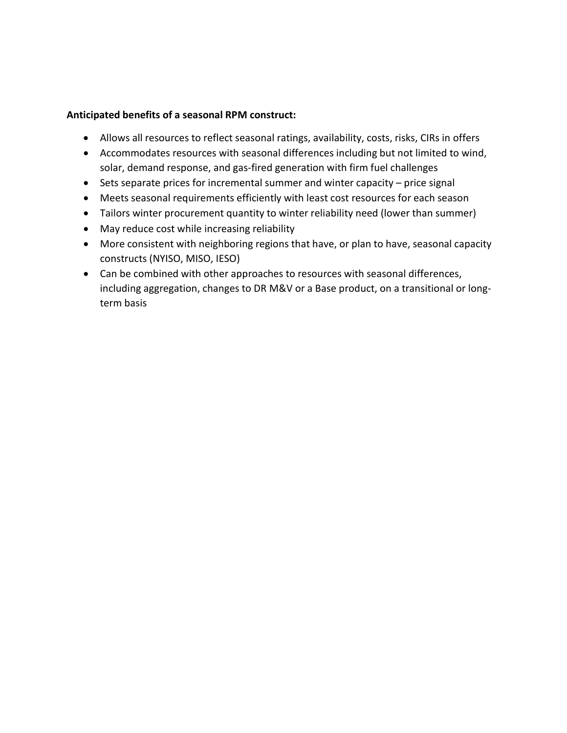**Anticipated benefits of a seasonal RPM construct:**

- Allows all resources to reflect seasonal ratings, availability, costs, risks, CIRs in offers
- Accommodates resources with seasonal differences including but not limited to wind, solar, demand response, and gas-fired generation with firm fuel challenges
- Sets separate prices for incremental summer and winter capacity – price signal
- Meets seasonal requirements efficiently with least cost resources for each season
- Tailors winter procurement quantity to winter reliability need (lower than summer)
- May reduce cost while increasing reliability
- More consistent with neighboring regions that have, or plan to have, seasonal capacity constructs (NYISO, MISO, IESO)
- Can be combined with other approaches to resources with seasonal differences, including aggregation, changes to DR M&V or a Base product, on a transitional or long-term basis